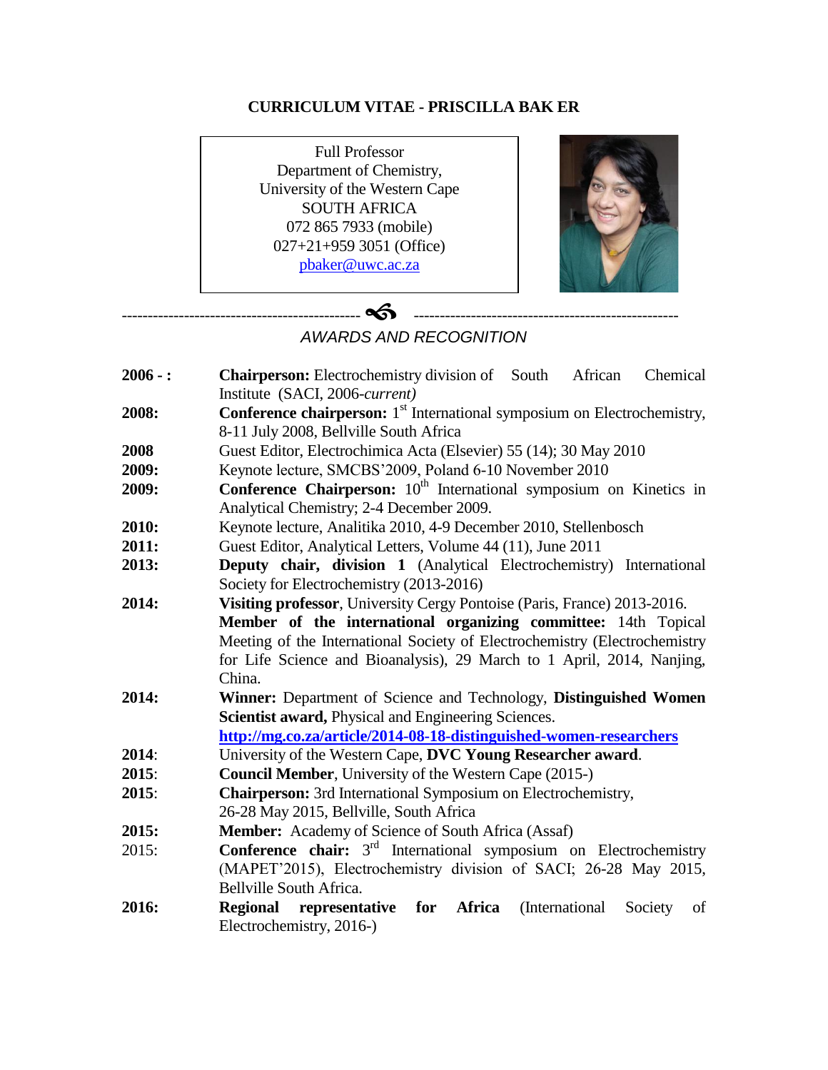# CURRICULUM VITAE - PRISCILLA BAK ER

Full Professor
Department of Chemistry,
University of the Western Cape
SOUTH AFRICA
072 865 7933 (mobile)
027+21+959 3051 (Office)
pbaker@uwc.ac.za

## *AWARDS AND RECOGNITION*

| | |
|---|---|
| **2006 - :** | **Chairperson:** Electrochemistry division of South African Chemical Institute (SACI, 2006-*current)* |
| **2008:** | **Conference chairperson:** 1st International symposium on Electrochemistry, 8-11 July 2008, Bellville South Africa |
| **2008** | Guest Editor, Electrochimica Acta (Elsevier) 55 (14); 30 May 2010 |
| **2009:** | Keynote lecture, SMCBS'2009, Poland 6-10 November 2010 |
| **2009:** | **Conference Chairperson:** 10th International symposium on Kinetics in Analytical Chemistry; 2-4 December 2009. |
| **2010:** | Keynote lecture, Analitika 2010, 4-9 December 2010, Stellenbosch |
| **2011:** | Guest Editor, Analytical Letters, Volume 44 (11), June 2011 |
| **2013:** | **Deputy chair, division 1** (Analytical Electrochemistry) International Society for Electrochemistry (2013-2016) |
| **2014:** | **Visiting professor**, University Cergy Pontoise (Paris, France) 2013-2016. **Member of the international organizing committee:** 14th Topical Meeting of the International Society of Electrochemistry (Electrochemistry for Life Science and Bioanalysis), 29 March to 1 April, 2014, Nanjing, China. |
| **2014:** | **Winner:** Department of Science and Technology, **Distinguished Women Scientist award,** Physical and Engineering Sciences. **http://mg.co.za/article/2014-08-18-distinguished-women-researchers** |
| **2014**: | University of the Western Cape, **DVC Young Researcher award**. |
| **2015**: | **Council Member**, University of the Western Cape (2015-) |
| **2015**: | **Chairperson:** 3rd International Symposium on Electrochemistry, 26-28 May 2015, Bellville, South Africa |
| **2015:** | **Member:** Academy of Science of South Africa (Assaf) |
| 2015: | **Conference chair:** 3rd International symposium on Electrochemistry (MAPET'2015), Electrochemistry division of SACI; 26-28 May 2015, Bellville South Africa. |
| **2016:** | **Regional representative for Africa** (International Society of Electrochemistry, 2016-) |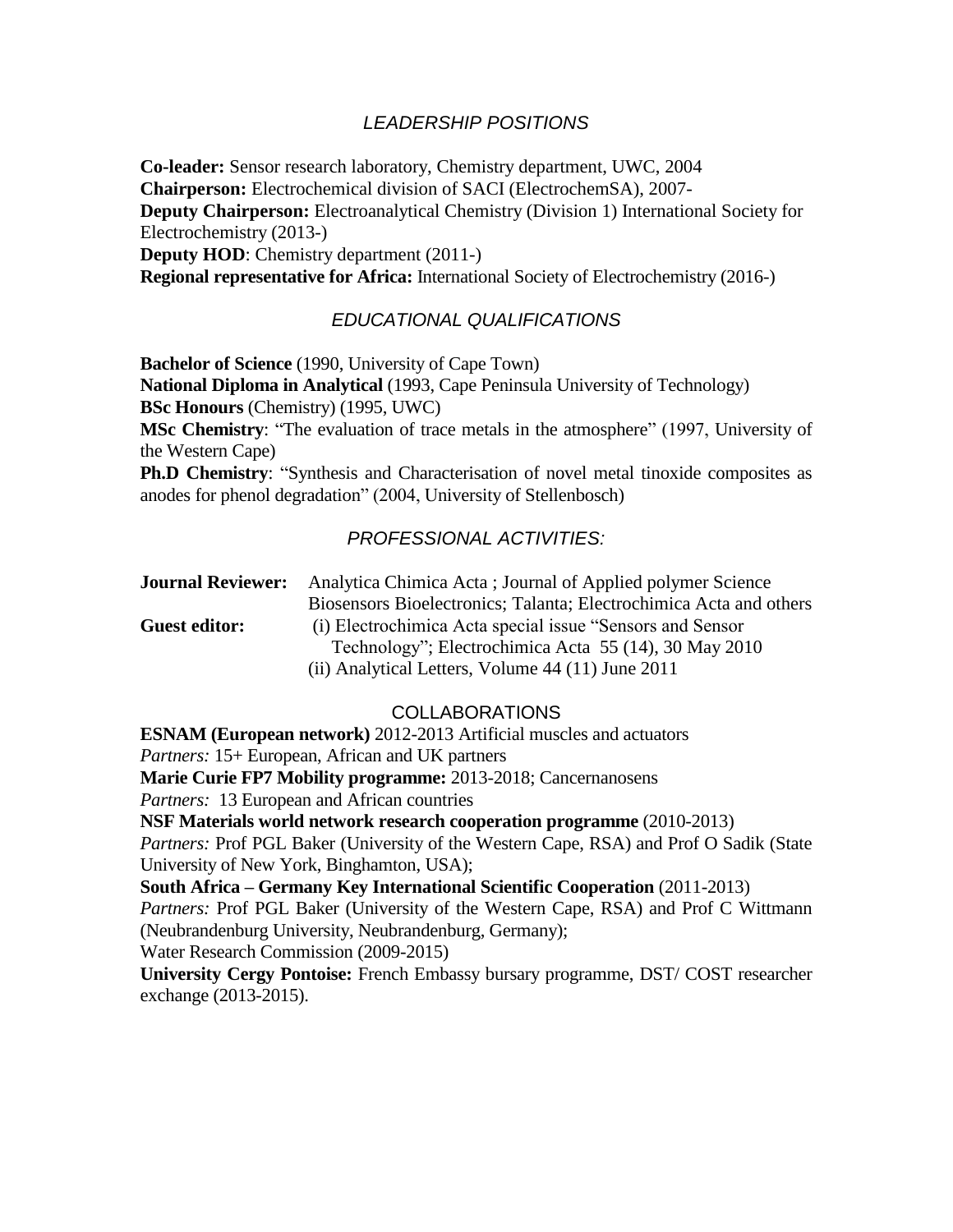## *LEADERSHIP POSITIONS*

**Co-leader:** Sensor research laboratory, Chemistry department, UWC, 2004
**Chairperson:** Electrochemical division of SACI (ElectrochemSA), 2007-
**Deputy Chairperson:** Electroanalytical Chemistry (Division 1) International Society for Electrochemistry (2013-)
**Deputy HOD**: Chemistry department (2011-)
**Regional representative for Africa:** International Society of Electrochemistry (2016-)

## *EDUCATIONAL QUALIFICATIONS*

**Bachelor of Science** (1990, University of Cape Town)
**National Diploma in Analytical** (1993, Cape Peninsula University of Technology)
**BSc Honours** (Chemistry) (1995, UWC)
**MSc Chemistry**: "The evaluation of trace metals in the atmosphere" (1997, University of the Western Cape)
**Ph.D Chemistry**: "Synthesis and Characterisation of novel metal tinoxide composites as anodes for phenol degradation" (2004, University of Stellenbosch)

## *PROFESSIONAL ACTIVITIES:*

**Journal Reviewer:** Analytica Chimica Acta ; Journal of Applied polymer Science Biosensors Bioelectronics; Talanta; Electrochimica Acta and others

**Guest editor:** (i) Electrochimica Acta special issue "Sensors and Sensor Technology"; Electrochimica Acta 55 (14), 30 May 2010
(ii) Analytical Letters, Volume 44 (11) June 2011

## COLLABORATIONS

**ESNAM (European network)** 2012-2013 Artificial muscles and actuators
*Partners:* 15+ European, African and UK partners
**Marie Curie FP7 Mobility programme:** 2013-2018; Cancernanosens
*Partners:* 13 European and African countries
**NSF Materials world network research cooperation programme** (2010-2013)
*Partners:* Prof PGL Baker (University of the Western Cape, RSA) and Prof O Sadik (State University of New York, Binghamton, USA);
**South Africa – Germany Key International Scientific Cooperation** (2011-2013)
*Partners:* Prof PGL Baker (University of the Western Cape, RSA) and Prof C Wittmann (Neubrandenburg University, Neubrandenburg, Germany);
Water Research Commission (2009-2015)
**University Cergy Pontoise:** French Embassy bursary programme, DST/ COST researcher exchange (2013-2015).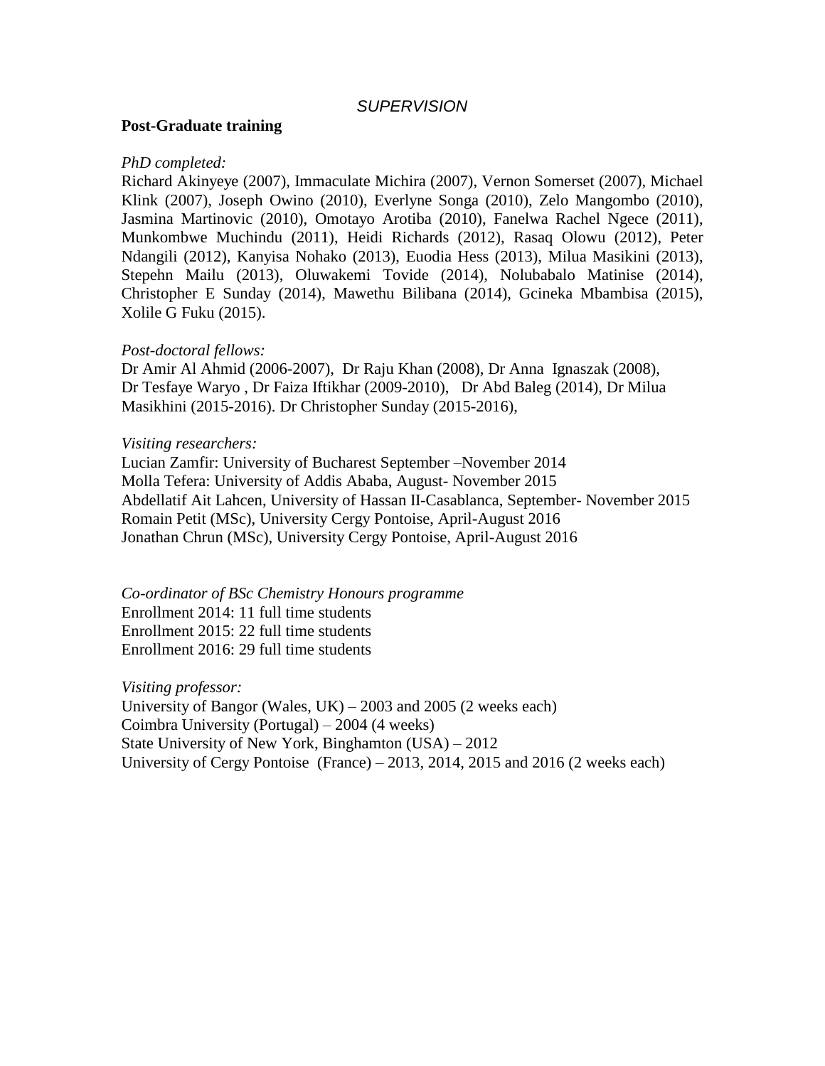*SUPERVISION*

**Post-Graduate training**

*PhD completed:*

Richard Akinyeye (2007), Immaculate Michira (2007), Vernon Somerset (2007), Michael Klink (2007), Joseph Owino (2010), Everlyne Songa (2010), Zelo Mangombo (2010), Jasmina Martinovic (2010), Omotayo Arotiba (2010), Fanelwa Rachel Ngece (2011), Munkombwe Muchindu (2011), Heidi Richards (2012), Rasaq Olowu (2012), Peter Ndangili (2012), Kanyisa Nohako (2013), Euodia Hess (2013), Milua Masikini (2013), Stepehn Mailu (2013), Oluwakemi Tovide (2014), Nolubabalo Matinise (2014), Christopher E Sunday (2014), Mawethu Bilibana (2014), Gcineka Mbambisa (2015), Xolile G Fuku (2015).

*Post-doctoral fellows:*

Dr Amir Al Ahmid (2006-2007), Dr Raju Khan (2008), Dr Anna Ignaszak (2008), Dr Tesfaye Waryo , Dr Faiza Iftikhar (2009-2010), Dr Abd Baleg (2014), Dr Milua Masikhini (2015-2016). Dr Christopher Sunday (2015-2016),

*Visiting researchers:*

Lucian Zamfir: University of Bucharest September –November 2014
Molla Tefera: University of Addis Ababa, August- November 2015
Abdellatif Ait Lahcen, University of Hassan II-Casablanca, September- November 2015
Romain Petit (MSc), University Cergy Pontoise, April-August 2016
Jonathan Chrun (MSc), University Cergy Pontoise, April-August 2016

*Co-ordinator of BSc Chemistry Honours programme*

Enrollment 2014: 11 full time students
Enrollment 2015: 22 full time students
Enrollment 2016: 29 full time students

*Visiting professor:*

University of Bangor (Wales, UK) – 2003 and 2005 (2 weeks each)
Coimbra University (Portugal) – 2004 (4 weeks)
State University of New York, Binghamton (USA) – 2012
University of Cergy Pontoise (France) – 2013, 2014, 2015 and 2016 (2 weeks each)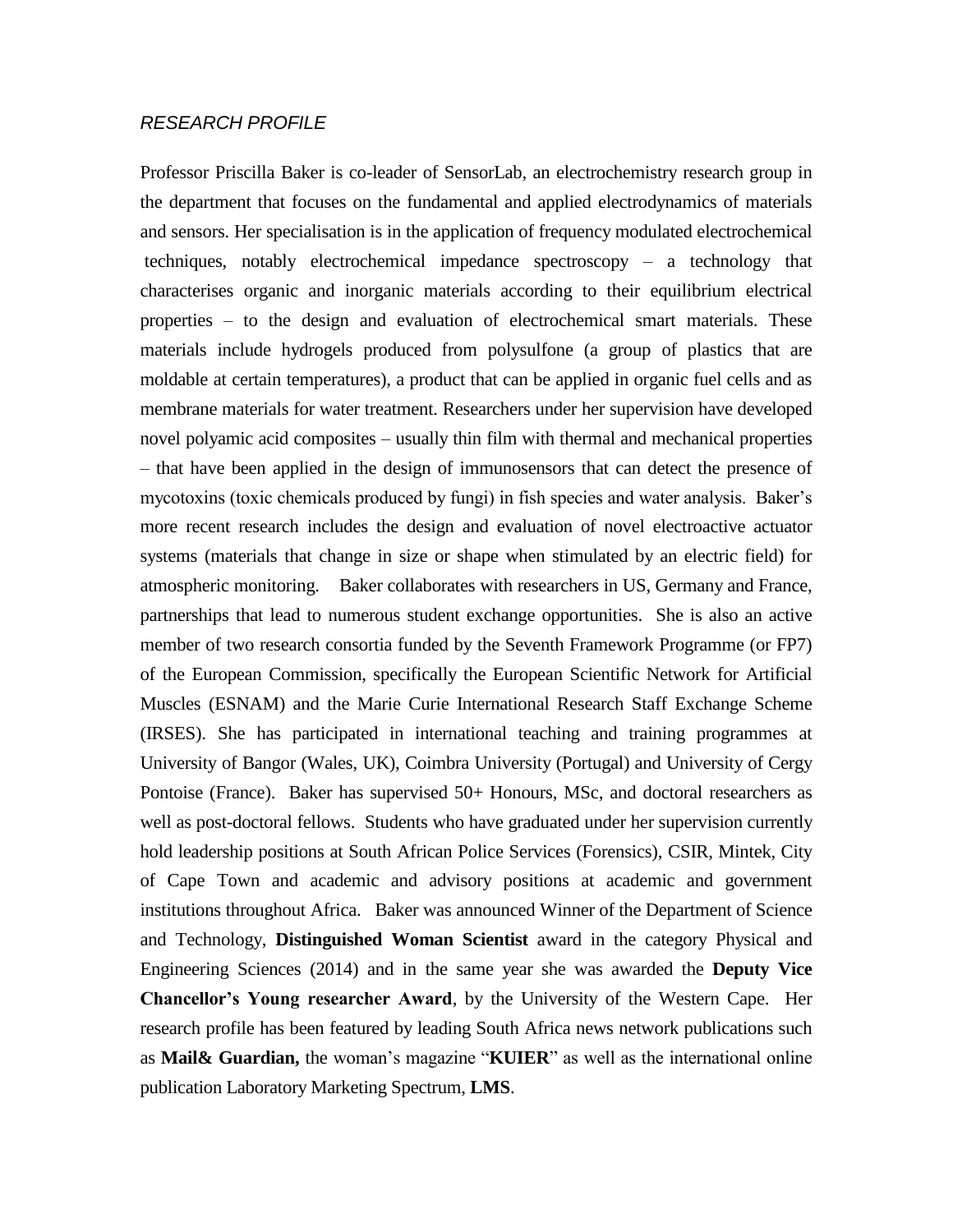*RESEARCH PROFILE*

Professor Priscilla Baker is co-leader of SensorLab, an electrochemistry research group in the department that focuses on the fundamental and applied electrodynamics of materials and sensors. Her specialisation is in the application of frequency modulated electrochemical techniques, notably electrochemical impedance spectroscopy – a technology that characterises organic and inorganic materials according to their equilibrium electrical properties – to the design and evaluation of electrochemical smart materials. These materials include hydrogels produced from polysulfone (a group of plastics that are moldable at certain temperatures), a product that can be applied in organic fuel cells and as membrane materials for water treatment. Researchers under her supervision have developed novel polyamic acid composites – usually thin film with thermal and mechanical properties – that have been applied in the design of immunosensors that can detect the presence of mycotoxins (toxic chemicals produced by fungi) in fish species and water analysis. Baker's more recent research includes the design and evaluation of novel electroactive actuator systems (materials that change in size or shape when stimulated by an electric field) for atmospheric monitoring. Baker collaborates with researchers in US, Germany and France, partnerships that lead to numerous student exchange opportunities. She is also an active member of two research consortia funded by the Seventh Framework Programme (or FP7) of the European Commission, specifically the European Scientific Network for Artificial Muscles (ESNAM) and the Marie Curie International Research Staff Exchange Scheme (IRSES). She has participated in international teaching and training programmes at University of Bangor (Wales, UK), Coimbra University (Portugal) and University of Cergy Pontoise (France). Baker has supervised 50+ Honours, MSc, and doctoral researchers as well as post-doctoral fellows. Students who have graduated under her supervision currently hold leadership positions at South African Police Services (Forensics), CSIR, Mintek, City of Cape Town and academic and advisory positions at academic and government institutions throughout Africa. Baker was announced Winner of the Department of Science and Technology, **Distinguished Woman Scientist** award in the category Physical and Engineering Sciences (2014) and in the same year she was awarded the **Deputy Vice Chancellor's Young researcher Award**, by the University of the Western Cape. Her research profile has been featured by leading South Africa news network publications such as **Mail& Guardian,** the woman's magazine "**KUIER**" as well as the international online publication Laboratory Marketing Spectrum, **LMS**.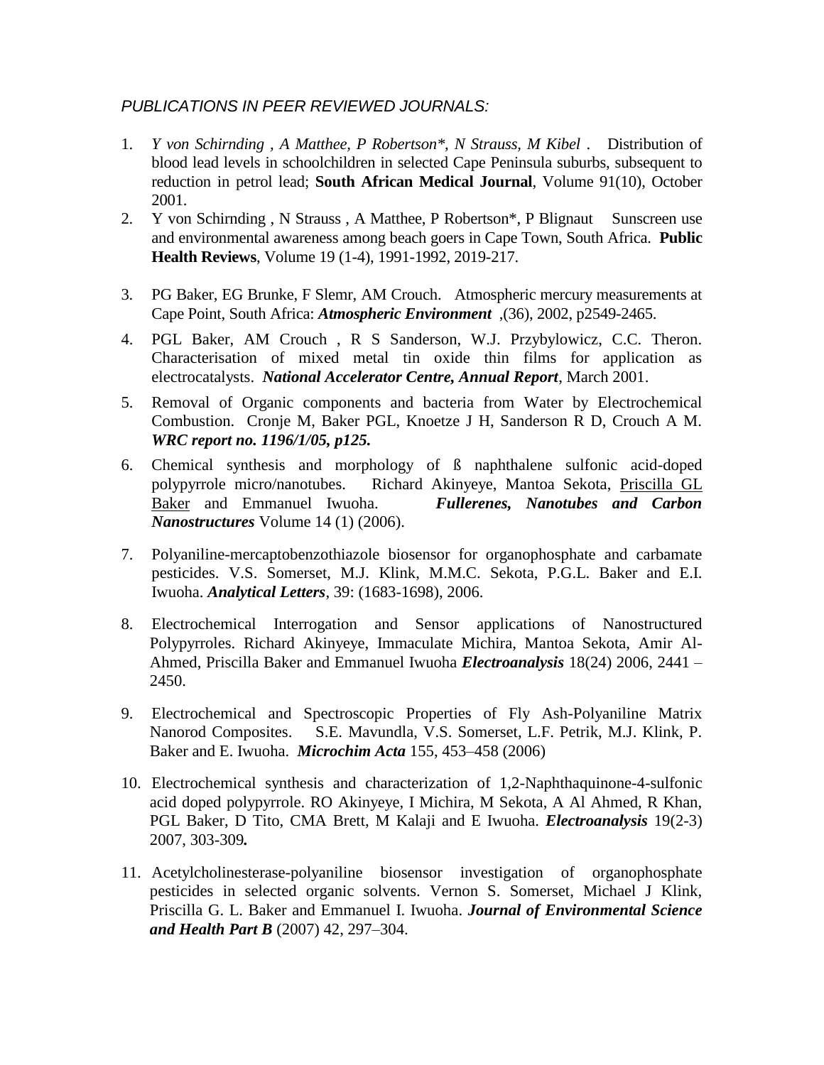*PUBLICATIONS IN PEER REVIEWED JOURNALS:*

1. *Y von Schirnding , A Matthee, P Robertson\*, N Strauss, M Kibel .* Distribution of blood lead levels in schoolchildren in selected Cape Peninsula suburbs, subsequent to reduction in petrol lead; **South African Medical Journal**, Volume 91(10), October 2001.
2. Y von Schirnding , N Strauss , A Matthee, P Robertson\*, P Blignaut Sunscreen use and environmental awareness among beach goers in Cape Town, South Africa. **Public Health Reviews**, Volume 19 (1-4), 1991-1992, 2019-217.
3. PG Baker, EG Brunke, F Slemr, AM Crouch. Atmospheric mercury measurements at Cape Point, South Africa: ***Atmospheric Environment*** ,(36), 2002, p2549-2465.
4. PGL Baker, AM Crouch , R S Sanderson, W.J. Przybylowicz, C.C. Theron. Characterisation of mixed metal tin oxide thin films for application as electrocatalysts. ***National Accelerator Centre, Annual Report***, March 2001.
5. Removal of Organic components and bacteria from Water by Electrochemical Combustion. Cronje M, Baker PGL, Knoetze J H, Sanderson R D, Crouch A M. ***WRC report no. 1196/1/05, p125.***
6. Chemical synthesis and morphology of ß naphthalene sulfonic acid-doped polypyrrole micro/nanotubes. Richard Akinyeye, Mantoa Sekota, <u>Priscilla GL Baker</u> and Emmanuel Iwuoha. ***Fullerenes, Nanotubes and Carbon Nanostructures*** Volume 14 (1) (2006).
7. Polyaniline-mercaptobenzothiazole biosensor for organophosphate and carbamate pesticides. V.S. Somerset, M.J. Klink, M.M.C. Sekota, P.G.L. Baker and E.I. Iwuoha. ***Analytical Letters***, 39: (1683-1698), 2006.
8. Electrochemical Interrogation and Sensor applications of Nanostructured Polypyrroles. Richard Akinyeye, Immaculate Michira, Mantoa Sekota, Amir Al-Ahmed, Priscilla Baker and Emmanuel Iwuoha ***Electroanalysis*** 18(24) 2006, 2441 – 2450.
9. Electrochemical and Spectroscopic Properties of Fly Ash-Polyaniline Matrix Nanorod Composites. S.E. Mavundla, V.S. Somerset, L.F. Petrik, M.J. Klink, P. Baker and E. Iwuoha. ***Microchim Acta*** 155, 453–458 (2006)
10. Electrochemical synthesis and characterization of 1,2-Naphthaquinone-4-sulfonic acid doped polypyrrole. RO Akinyeye, I Michira, M Sekota, A Al Ahmed, R Khan, PGL Baker, D Tito, CMA Brett, M Kalaji and E Iwuoha. ***Electroanalysis*** 19(2-3) 2007, 303-309***.***
11. Acetylcholinesterase-polyaniline biosensor investigation of organophosphate pesticides in selected organic solvents. Vernon S. Somerset, Michael J Klink, Priscilla G. L. Baker and Emmanuel I. Iwuoha. ***Journal of Environmental Science and Health Part B*** (2007) 42, 297–304.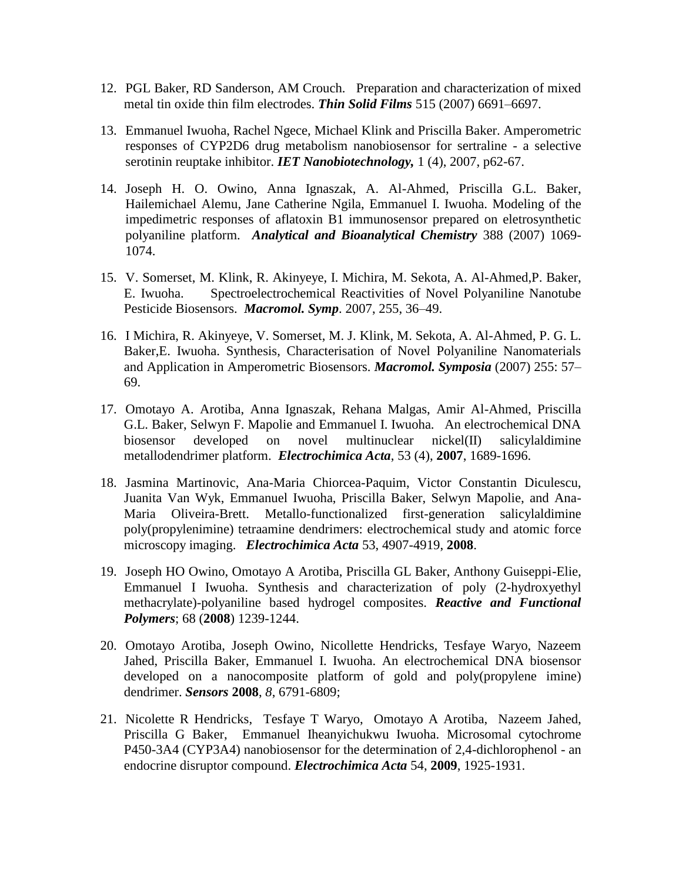12. PGL Baker, RD Sanderson, AM Crouch. Preparation and characterization of mixed metal tin oxide thin film electrodes. ***Thin Solid Films*** 515 (2007) 6691–6697.

13. Emmanuel Iwuoha, Rachel Ngece, Michael Klink and Priscilla Baker. Amperometric responses of CYP2D6 drug metabolism nanobiosensor for sertraline - a selective serotinin reuptake inhibitor. ***IET Nanobiotechnology,*** 1 (4), 2007, p62-67.

14. Joseph H. O. Owino, Anna Ignaszak, A. Al-Ahmed, Priscilla G.L. Baker, Hailemichael Alemu, Jane Catherine Ngila, Emmanuel I. Iwuoha. Modeling of the impedimetric responses of aflatoxin B1 immunosensor prepared on eletrosynthetic polyaniline platform. ***Analytical and Bioanalytical Chemistry*** 388 (2007) 1069-1074.

15. V. Somerset, M. Klink, R. Akinyeye, I. Michira, M. Sekota, A. Al-Ahmed,P. Baker, E. Iwuoha. Spectroelectrochemical Reactivities of Novel Polyaniline Nanotube Pesticide Biosensors. ***Macromol. Symp***. 2007, 255, 36–49.

16. I Michira, R. Akinyeye, V. Somerset, M. J. Klink, M. Sekota, A. Al-Ahmed, P. G. L. Baker,E. Iwuoha. Synthesis, Characterisation of Novel Polyaniline Nanomaterials and Application in Amperometric Biosensors. ***Macromol. Symposia*** (2007) 255: 57–69.

17. Omotayo A. Arotiba, Anna Ignaszak, Rehana Malgas, Amir Al-Ahmed, Priscilla G.L. Baker, Selwyn F. Mapolie and Emmanuel I. Iwuoha. An electrochemical DNA biosensor developed on novel multinuclear nickel(II) salicylaldimine metallodendrimer platform. ***Electrochimica Acta***, 53 (4), **2007**, 1689-1696.

18. Jasmina Martinovic, Ana-Maria Chiorcea-Paquim, Victor Constantin Diculescu, Juanita Van Wyk, Emmanuel Iwuoha, Priscilla Baker, Selwyn Mapolie, and Ana-Maria Oliveira-Brett. Metallo-functionalized first-generation salicylaldimine poly(propylenimine) tetraamine dendrimers: electrochemical study and atomic force microscopy imaging. ***Electrochimica Acta*** 53, 4907-4919, **2008**.

19. Joseph HO Owino, Omotayo A Arotiba, Priscilla GL Baker, Anthony Guiseppi-Elie, Emmanuel I Iwuoha. Synthesis and characterization of poly (2-hydroxyethyl methacrylate)-polyaniline based hydrogel composites. ***Reactive and Functional Polymers***; 68 (**2008**) 1239-1244.

20. Omotayo Arotiba, Joseph Owino, Nicollette Hendricks, Tesfaye Waryo, Nazeem Jahed, Priscilla Baker, Emmanuel I. Iwuoha. An electrochemical DNA biosensor developed on a nanocomposite platform of gold and poly(propylene imine) dendrimer. ***Sensors*** **2008**, *8*, 6791-6809;

21. Nicolette R Hendricks, Tesfaye T Waryo, Omotayo A Arotiba, Nazeem Jahed, Priscilla G Baker, Emmanuel Iheanyichukwu Iwuoha. Microsomal cytochrome P450-3A4 (CYP3A4) nanobiosensor for the determination of 2,4-dichlorophenol - an endocrine disruptor compound. ***Electrochimica Acta*** 54, **2009**, 1925-1931.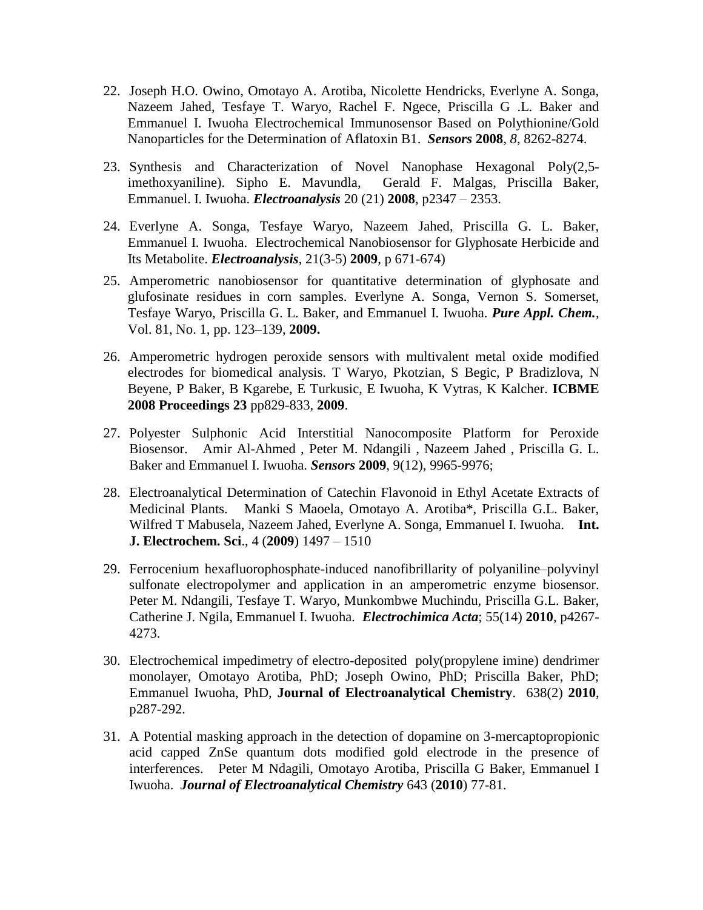22. Joseph H.O. Owino, Omotayo A. Arotiba, Nicolette Hendricks, Everlyne A. Songa, Nazeem Jahed, Tesfaye T. Waryo, Rachel F. Ngece, Priscilla G .L. Baker and Emmanuel I. Iwuoha Electrochemical Immunosensor Based on Polythionine/Gold Nanoparticles for the Determination of Aflatoxin B1. ***Sensors*** **2008**, *8*, 8262-8274.

23. Synthesis and Characterization of Novel Nanophase Hexagonal Poly(2,5-imethoxyaniline). Sipho E. Mavundla, Gerald F. Malgas, Priscilla Baker, Emmanuel. I. Iwuoha. ***Electroanalysis*** 20 (21) **2008**, p2347 – 2353.

24. Everlyne A. Songa, Tesfaye Waryo, Nazeem Jahed, Priscilla G. L. Baker, Emmanuel I. Iwuoha. Electrochemical Nanobiosensor for Glyphosate Herbicide and Its Metabolite. ***Electroanalysis***, 21(3-5) **2009**, p 671-674)

25. Amperometric nanobiosensor for quantitative determination of glyphosate and glufosinate residues in corn samples. Everlyne A. Songa, Vernon S. Somerset, Tesfaye Waryo, Priscilla G. L. Baker, and Emmanuel I. Iwuoha. ***Pure Appl. Chem.***, Vol. 81, No. 1, pp. 123–139, **2009.**

26. Amperometric hydrogen peroxide sensors with multivalent metal oxide modified electrodes for biomedical analysis. T Waryo, Pkotzian, S Begic, P Bradizlova, N Beyene, P Baker, B Kgarebe, E Turkusic, E Iwuoha, K Vytras, K Kalcher. **ICBME 2008 Proceedings 23** pp829-833, **2009**.

27. Polyester Sulphonic Acid Interstitial Nanocomposite Platform for Peroxide Biosensor. Amir Al-Ahmed , Peter M. Ndangili , Nazeem Jahed , Priscilla G. L. Baker and Emmanuel I. Iwuoha. ***Sensors*** **2009**, 9(12), 9965-9976;

28. Electroanalytical Determination of Catechin Flavonoid in Ethyl Acetate Extracts of Medicinal Plants. Manki S Maoela, Omotayo A. Arotiba*, Priscilla G.L. Baker, Wilfred T Mabusela, Nazeem Jahed, Everlyne A. Songa, Emmanuel I. Iwuoha. **Int. J. Electrochem. Sci**., 4 (**2009**) 1497 – 1510

29. Ferrocenium hexafluorophosphate-induced nanofibrillarity of polyaniline–polyvinyl sulfonate electropolymer and application in an amperometric enzyme biosensor. Peter M. Ndangili, Tesfaye T. Waryo, Munkombwe Muchindu, Priscilla G.L. Baker, Catherine J. Ngila, Emmanuel I. Iwuoha. ***Electrochimica Acta***; 55(14) **2010**, p4267-4273.

30. Electrochemical impedimetry of electro-deposited poly(propylene imine) dendrimer monolayer, Omotayo Arotiba, PhD; Joseph Owino, PhD; Priscilla Baker, PhD; Emmanuel Iwuoha, PhD, **Journal of Electroanalytical Chemistry**. 638(2) **2010**, p287-292.

31. A Potential masking approach in the detection of dopamine on 3-mercaptopropionic acid capped ZnSe quantum dots modified gold electrode in the presence of interferences. Peter M Ndagili, Omotayo Arotiba, Priscilla G Baker, Emmanuel I Iwuoha. ***Journal of Electroanalytical Chemistry*** 643 (**2010**) 77-81.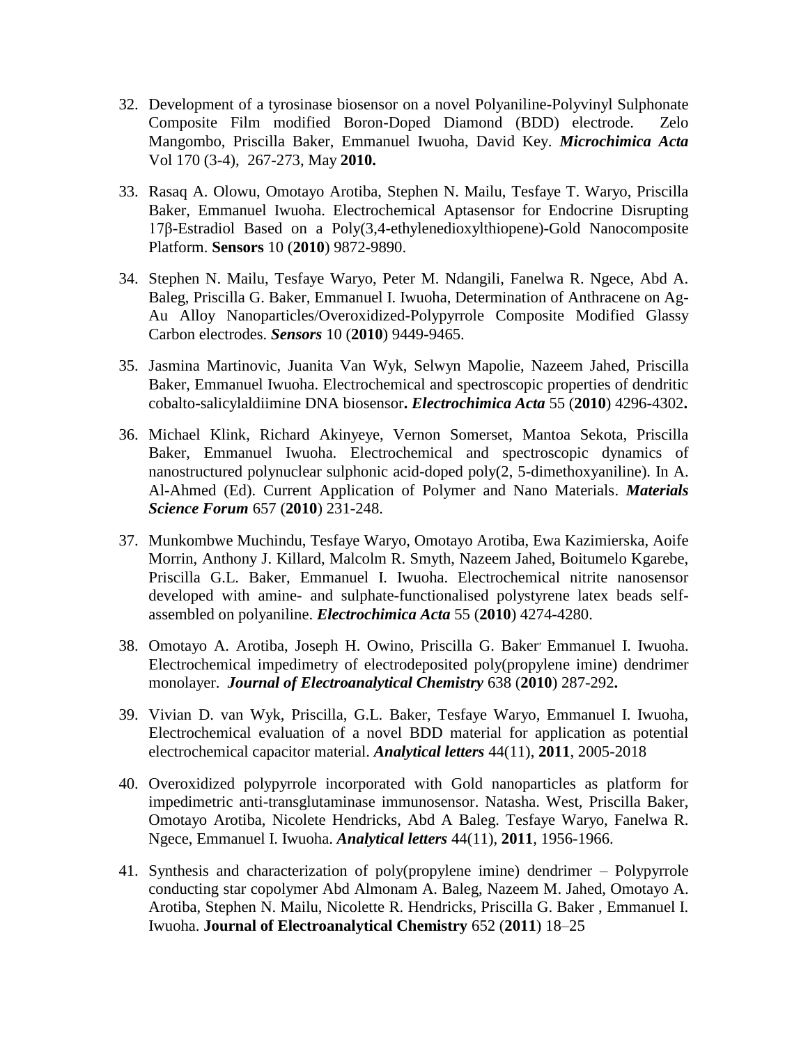32. Development of a tyrosinase biosensor on a novel Polyaniline-Polyvinyl Sulphonate Composite Film modified Boron-Doped Diamond (BDD) electrode. Zelo Mangombo, Priscilla Baker, Emmanuel Iwuoha, David Key. ***Microchimica Acta*** Vol 170 (3-4), 267-273, May **2010.**

33. Rasaq A. Olowu, Omotayo Arotiba, Stephen N. Mailu, Tesfaye T. Waryo, Priscilla Baker, Emmanuel Iwuoha. Electrochemical Aptasensor for Endocrine Disrupting 17β-Estradiol Based on a Poly(3,4-ethylenedioxylthiopene)-Gold Nanocomposite Platform. **Sensors** 10 (**2010**) 9872-9890.

34. Stephen N. Mailu, Tesfaye Waryo, Peter M. Ndangili, Fanelwa R. Ngece, Abd A. Baleg, Priscilla G. Baker, Emmanuel I. Iwuoha, Determination of Anthracene on Ag-Au Alloy Nanoparticles/Overoxidized-Polypyrrole Composite Modified Glassy Carbon electrodes. ***Sensors*** 10 (**2010**) 9449-9465.

35. Jasmina Martinovic, Juanita Van Wyk, Selwyn Mapolie, Nazeem Jahed, Priscilla Baker, Emmanuel Iwuoha. Electrochemical and spectroscopic properties of dendritic cobalto-salicylaldiimine DNA biosensor**.** ***Electrochimica Acta*** 55 (**2010**) 4296-4302**.**

36. Michael Klink, Richard Akinyeye, Vernon Somerset, Mantoa Sekota, Priscilla Baker, Emmanuel Iwuoha. Electrochemical and spectroscopic dynamics of nanostructured polynuclear sulphonic acid-doped poly(2, 5-dimethoxyaniline). In A. Al-Ahmed (Ed). Current Application of Polymer and Nano Materials. ***Materials Science Forum*** 657 (**2010**) 231-248.

37. Munkombwe Muchindu, Tesfaye Waryo, Omotayo Arotiba, Ewa Kazimierska, Aoife Morrin, Anthony J. Killard, Malcolm R. Smyth, Nazeem Jahed, Boitumelo Kgarebe, Priscilla G.L. Baker, Emmanuel I. Iwuoha. Electrochemical nitrite nanosensor developed with amine- and sulphate-functionalised polystyrene latex beads self-assembled on polyaniline. ***Electrochimica Acta*** 55 (**2010**) 4274-4280.

38. Omotayo A. Arotiba, Joseph H. Owino, Priscilla G. Baker, Emmanuel I. Iwuoha. Electrochemical impedimetry of electrodeposited poly(propylene imine) dendrimer monolayer. ***Journal of Electroanalytical Chemistry*** 638 (**2010**) 287-292**.**

39. Vivian D. van Wyk, Priscilla, G.L. Baker, Tesfaye Waryo, Emmanuel I. Iwuoha, Electrochemical evaluation of a novel BDD material for application as potential electrochemical capacitor material. ***Analytical letters*** 44(11), **2011**, 2005-2018

40. Overoxidized polypyrrole incorporated with Gold nanoparticles as platform for impedimetric anti-transglutaminase immunosensor. Natasha. West, Priscilla Baker, Omotayo Arotiba, Nicolete Hendricks, Abd A Baleg. Tesfaye Waryo, Fanelwa R. Ngece, Emmanuel I. Iwuoha. ***Analytical letters*** 44(11), **2011**, 1956-1966.

41. Synthesis and characterization of poly(propylene imine) dendrimer – Polypyrrole conducting star copolymer Abd Almonam A. Baleg, Nazeem M. Jahed, Omotayo A. Arotiba, Stephen N. Mailu, Nicolette R. Hendricks, Priscilla G. Baker , Emmanuel I. Iwuoha. **Journal of Electroanalytical Chemistry** 652 (**2011**) 18–25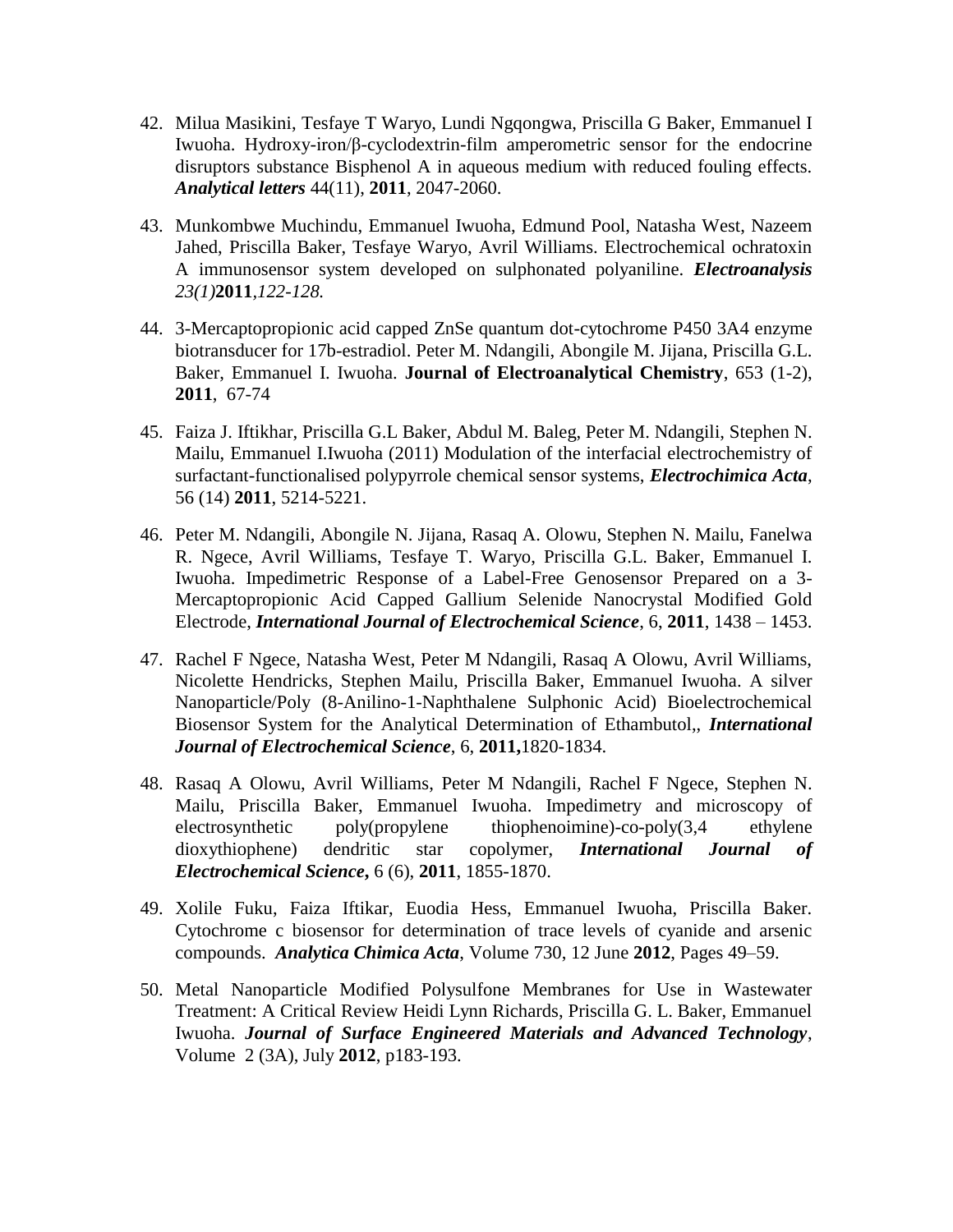42. Milua Masikini, Tesfaye T Waryo, Lundi Ngqongwa, Priscilla G Baker, Emmanuel I Iwuoha. Hydroxy-iron/β-cyclodextrin-film amperometric sensor for the endocrine disruptors substance Bisphenol A in aqueous medium with reduced fouling effects. ***Analytical letters*** 44(11), **2011**, 2047-2060.

43. Munkombwe Muchindu, Emmanuel Iwuoha, Edmund Pool, Natasha West, Nazeem Jahed, Priscilla Baker, Tesfaye Waryo, Avril Williams. Electrochemical ochratoxin A immunosensor system developed on sulphonated polyaniline. ***Electroanalysis*** *23(1)***2011***,122-128.*

44. 3-Mercaptopropionic acid capped ZnSe quantum dot-cytochrome P450 3A4 enzyme biotransducer for 17b-estradiol. Peter M. Ndangili, Abongile M. Jijana, Priscilla G.L. Baker, Emmanuel I. Iwuoha. **Journal of Electroanalytical Chemistry**, 653 (1-2), **2011**, 67-74

45. Faiza J. Iftikhar, Priscilla G.L Baker, Abdul M. Baleg, Peter M. Ndangili, Stephen N. Mailu, Emmanuel I.Iwuoha (2011) Modulation of the interfacial electrochemistry of surfactant-functionalised polypyrrole chemical sensor systems, ***Electrochimica Acta***, 56 (14) **2011**, 5214-5221.

46. Peter M. Ndangili, Abongile N. Jijana, Rasaq A. Olowu, Stephen N. Mailu, Fanelwa R. Ngece, Avril Williams, Tesfaye T. Waryo, Priscilla G.L. Baker, Emmanuel I. Iwuoha. Impedimetric Response of a Label-Free Genosensor Prepared on a 3-Mercaptopropionic Acid Capped Gallium Selenide Nanocrystal Modified Gold Electrode, ***International Journal of Electrochemical Science***, 6, **2011**, 1438 – 1453.

47. Rachel F Ngece, Natasha West, Peter M Ndangili, Rasaq A Olowu, Avril Williams, Nicolette Hendricks, Stephen Mailu, Priscilla Baker, Emmanuel Iwuoha. A silver Nanoparticle/Poly (8-Anilino-1-Naphthalene Sulphonic Acid) Bioelectrochemical Biosensor System for the Analytical Determination of Ethambutol,, ***International Journal of Electrochemical Science***, 6, **2011,**1820-1834.

48. Rasaq A Olowu, Avril Williams, Peter M Ndangili, Rachel F Ngece, Stephen N. Mailu, Priscilla Baker, Emmanuel Iwuoha. Impedimetry and microscopy of electrosynthetic poly(propylene thiophenoimine)-co-poly(3,4 ethylene dioxythiophene) dendritic star copolymer, ***International Journal of Electrochemical Science,*** 6 (6), **2011**, 1855-1870.

49. Xolile Fuku, Faiza Iftikar, Euodia Hess, Emmanuel Iwuoha, Priscilla Baker. Cytochrome c biosensor for determination of trace levels of cyanide and arsenic compounds. ***Analytica Chimica Acta***, Volume 730, 12 June **2012**, Pages 49–59.

50. Metal Nanoparticle Modified Polysulfone Membranes for Use in Wastewater Treatment: A Critical Review Heidi Lynn Richards, Priscilla G. L. Baker, Emmanuel Iwuoha. ***Journal of Surface Engineered Materials and Advanced Technology***, Volume 2 (3A), July **2012**, p183-193.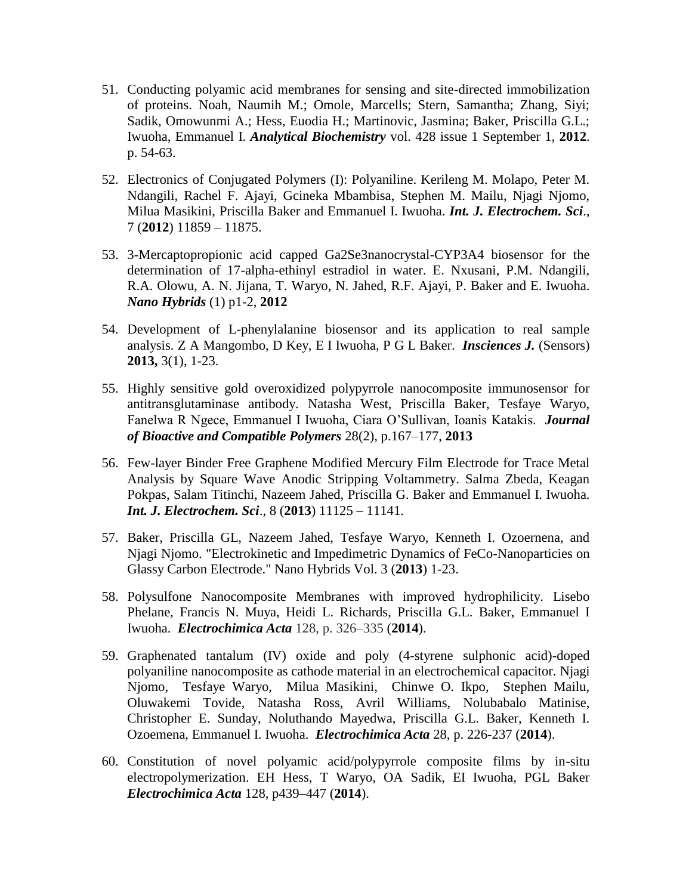51. Conducting polyamic acid membranes for sensing and site-directed immobilization of proteins. Noah, Naumih M.; Omole, Marcells; Stern, Samantha; Zhang, Siyi; Sadik, Omowunmi A.; Hess, Euodia H.; Martinovic, Jasmina; Baker, Priscilla G.L.; Iwuoha, Emmanuel I. ***Analytical Biochemistry*** vol. 428 issue 1 September 1, **2012**. p. 54-63.

52. Electronics of Conjugated Polymers (I): Polyaniline. Kerileng M. Molapo, Peter M. Ndangili, Rachel F. Ajayi, Gcineka Mbambisa, Stephen M. Mailu, Njagi Njomo, Milua Masikini, Priscilla Baker and Emmanuel I. Iwuoha. ***Int. J. Electrochem. Sci***., 7 (**2012**) 11859 – 11875.

53. 3-Mercaptopropionic acid capped Ga2Se3nanocrystal-CYP3A4 biosensor for the determination of 17-alpha-ethinyl estradiol in water. E. Nxusani, P.M. Ndangili, R.A. Olowu, A. N. Jijana, T. Waryo, N. Jahed, R.F. Ajayi, P. Baker and E. Iwuoha. ***Nano Hybrids*** (1) p1-2, **2012**

54. Development of L-phenylalanine biosensor and its application to real sample analysis. Z A Mangombo, D Key, E I Iwuoha, P G L Baker. ***Insciences J.*** (Sensors) **2013,** 3(1), 1-23.

55. Highly sensitive gold overoxidized polypyrrole nanocomposite immunosensor for antitransglutaminase antibody. Natasha West, Priscilla Baker, Tesfaye Waryo, Fanelwa R Ngece, Emmanuel I Iwuoha, Ciara O'Sullivan, Ioanis Katakis. ***Journal of Bioactive and Compatible Polymers*** 28(2), p.167–177, **2013**

56. Few-layer Binder Free Graphene Modified Mercury Film Electrode for Trace Metal Analysis by Square Wave Anodic Stripping Voltammetry. Salma Zbeda, Keagan Pokpas, Salam Titinchi, Nazeem Jahed, Priscilla G. Baker and Emmanuel I. Iwuoha. ***Int. J. Electrochem. Sci***., 8 (**2013**) 11125 – 11141.

57. Baker, Priscilla GL, Nazeem Jahed, Tesfaye Waryo, Kenneth I. Ozoernena, and Njagi Njomo. "Electrokinetic and Impedimetric Dynamics of FeCo-Nanoparticies on Glassy Carbon Electrode." Nano Hybrids Vol. 3 (**2013**) 1-23.

58. Polysulfone Nanocomposite Membranes with improved hydrophilicity. Lisebo Phelane, Francis N. Muya, Heidi L. Richards, Priscilla G.L. Baker, Emmanuel I Iwuoha. ***Electrochimica Acta*** 128, p. 326–335 (**2014**).

59. Graphenated tantalum (IV) oxide and poly (4-styrene sulphonic acid)-doped polyaniline nanocomposite as cathode material in an electrochemical capacitor. Njagi Njomo, Tesfaye Waryo, Milua Masikini, Chinwe O. Ikpo, Stephen Mailu, Oluwakemi Tovide, Natasha Ross, Avril Williams, Nolubabalo Matinise, Christopher E. Sunday, Noluthando Mayedwa, Priscilla G.L. Baker, Kenneth I. Ozoemena, Emmanuel I. Iwuoha. ***Electrochimica Acta*** 28, p. 226-237 (**2014**).

60. Constitution of novel polyamic acid/polypyrrole composite films by in-situ electropolymerization. EH Hess, T Waryo, OA Sadik, EI Iwuoha, PGL Baker ***Electrochimica Acta*** 128, p439–447 (**2014**).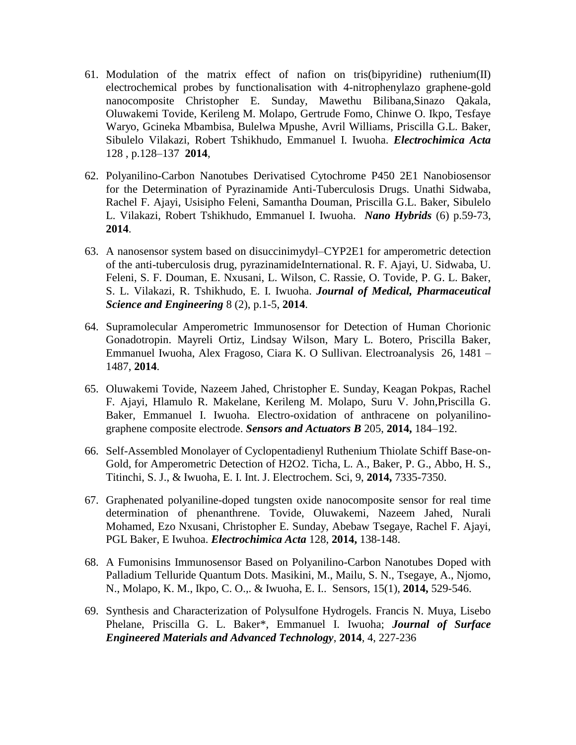61. Modulation of the matrix effect of nafion on tris(bipyridine) ruthenium(II) electrochemical probes by functionalisation with 4-nitrophenylazo graphene-gold nanocomposite Christopher E. Sunday, Mawethu Bilibana,Sinazo Qakala, Oluwakemi Tovide, Kerileng M. Molapo, Gertrude Fomo, Chinwe O. Ikpo, Tesfaye Waryo, Gcineka Mbambisa, Bulelwa Mpushe, Avril Williams, Priscilla G.L. Baker, Sibulelo Vilakazi, Robert Tshikhudo, Emmanuel I. Iwuoha. ***Electrochimica Acta*** 128 , p.128–137 **2014**,

62. Polyanilino-Carbon Nanotubes Derivatised Cytochrome P450 2E1 Nanobiosensor for the Determination of Pyrazinamide Anti-Tuberculosis Drugs. Unathi Sidwaba, Rachel F. Ajayi, Usisipho Feleni, Samantha Douman, Priscilla G.L. Baker, Sibulelo L. Vilakazi, Robert Tshikhudo, Emmanuel I. Iwuoha. ***Nano Hybrids*** (6) p.59-73, **2014**.

63. A nanosensor system based on disuccinimydyl–CYP2E1 for amperometric detection of the anti-tuberculosis drug, pyrazinamideInternational. R. F. Ajayi, U. Sidwaba, U. Feleni, S. F. Douman, E. Nxusani, L. Wilson, C. Rassie, O. Tovide, P. G. L. Baker, S. L. Vilakazi, R. Tshikhudo, E. I. Iwuoha. ***Journal of Medical, Pharmaceutical Science and Engineering*** 8 (2), p.1-5, **2014**.

64. Supramolecular Amperometric Immunosensor for Detection of Human Chorionic Gonadotropin. Mayreli Ortiz, Lindsay Wilson, Mary L. Botero, Priscilla Baker, Emmanuel Iwuoha, Alex Fragoso, Ciara K. O Sullivan. Electroanalysis 26, 1481 – 1487, **2014**.

65. Oluwakemi Tovide, Nazeem Jahed, Christopher E. Sunday, Keagan Pokpas, Rachel F. Ajayi, Hlamulo R. Makelane, Kerileng M. Molapo, Suru V. John,Priscilla G. Baker, Emmanuel I. Iwuoha. Electro-oxidation of anthracene on polyanilino-graphene composite electrode. ***Sensors and Actuators B*** 205, **2014,** 184–192.

66. Self-Assembled Monolayer of Cyclopentadienyl Ruthenium Thiolate Schiff Base-on-Gold, for Amperometric Detection of H2O2. Ticha, L. A., Baker, P. G., Abbo, H. S., Titinchi, S. J., & Iwuoha, E. I. Int. J. Electrochem. Sci, 9, **2014,** 7335-7350.

67. Graphenated polyaniline-doped tungsten oxide nanocomposite sensor for real time determination of phenanthrene. Tovide, Oluwakemi, Nazeem Jahed, Nurali Mohamed, Ezo Nxusani, Christopher E. Sunday, Abebaw Tsegaye, Rachel F. Ajayi, PGL Baker, E Iwuhoa. ***Electrochimica Acta*** 128, **2014,** 138-148.

68. A Fumonisins Immunosensor Based on Polyanilino-Carbon Nanotubes Doped with Palladium Telluride Quantum Dots. Masikini, M., Mailu, S. N., Tsegaye, A., Njomo, N., Molapo, K. M., Ikpo, C. O.,. & Iwuoha, E. I.. Sensors, 15(1), **2014,** 529-546.

69. Synthesis and Characterization of Polysulfone Hydrogels. Francis N. Muya, Lisebo Phelane, Priscilla G. L. Baker*, Emmanuel I. Iwuoha; ***Journal of Surface Engineered Materials and Advanced Technology***, **2014**, 4, 227-236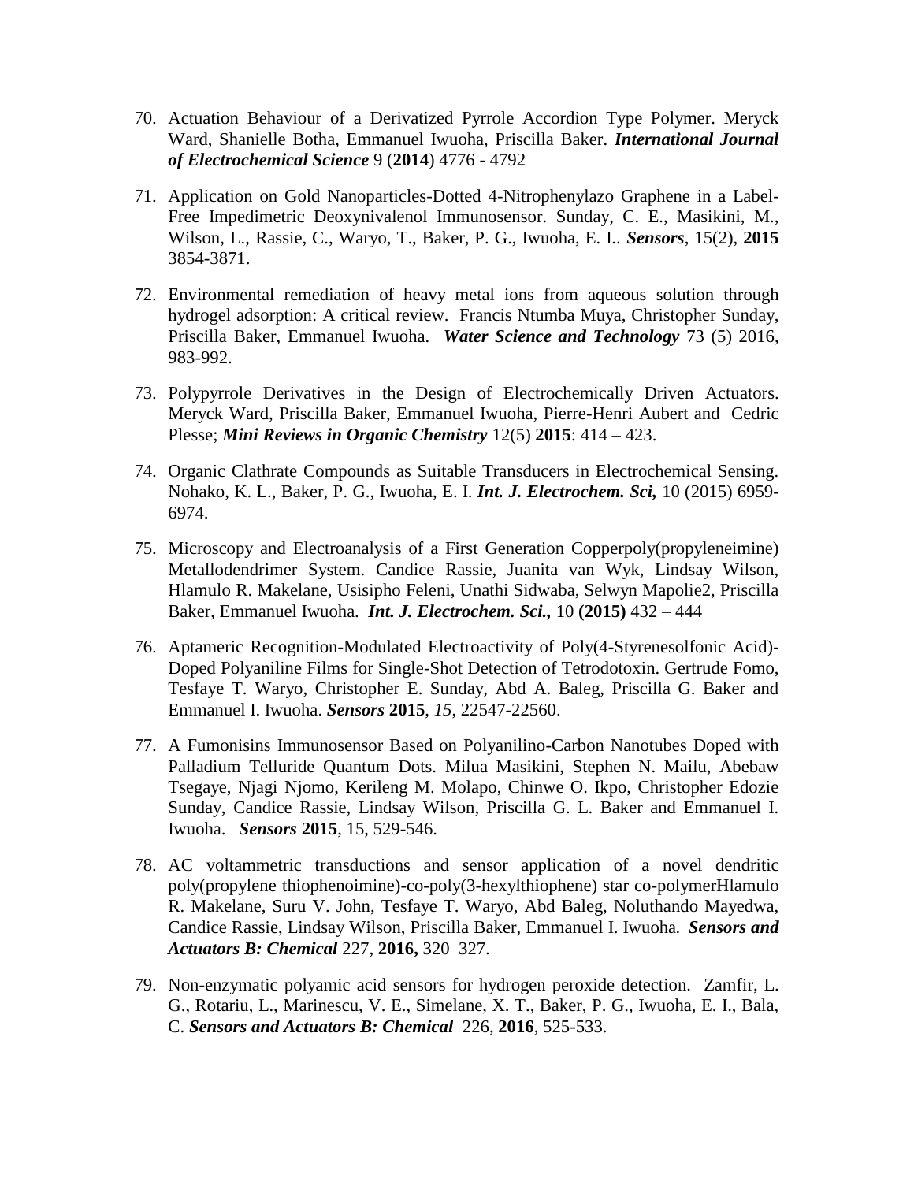70. Actuation Behaviour of a Derivatized Pyrrole Accordion Type Polymer. Meryck Ward, Shanielle Botha, Emmanuel Iwuoha, Priscilla Baker. ***International Journal of Electrochemical Science*** 9 (**2014**) 4776 - 4792

71. Application on Gold Nanoparticles-Dotted 4-Nitrophenylazo Graphene in a Label-Free Impedimetric Deoxynivalenol Immunosensor. Sunday, C. E., Masikini, M., Wilson, L., Rassie, C., Waryo, T., Baker, P. G., Iwuoha, E. I.. ***Sensors***, 15(2), **2015** 3854-3871.

72. Environmental remediation of heavy metal ions from aqueous solution through hydrogel adsorption: A critical review. Francis Ntumba Muya, Christopher Sunday, Priscilla Baker, Emmanuel Iwuoha. ***Water Science and Technology*** 73 (5) 2016, 983-992.

73. Polypyrrole Derivatives in the Design of Electrochemically Driven Actuators. Meryck Ward, Priscilla Baker, Emmanuel Iwuoha, Pierre-Henri Aubert and Cedric Plesse; ***Mini Reviews in Organic Chemistry*** 12(5) **2015**: 414 – 423.

74. Organic Clathrate Compounds as Suitable Transducers in Electrochemical Sensing. Nohako, K. L., Baker, P. G., Iwuoha, E. I. ***Int. J. Electrochem. Sci,*** 10 (2015) 6959-6974.

75. Microscopy and Electroanalysis of a First Generation Copperpoly(propyleneimine) Metallodendrimer System. Candice Rassie, Juanita van Wyk, Lindsay Wilson, Hlamulo R. Makelane, Usisipho Feleni, Unathi Sidwaba, Selwyn Mapolie2, Priscilla Baker, Emmanuel Iwuoha. ***Int. J. Electrochem. Sci.,*** 10 **(2015)** 432 – 444

76. Aptameric Recognition-Modulated Electroactivity of Poly(4-Styrenesolfonic Acid)-Doped Polyaniline Films for Single-Shot Detection of Tetrodotoxin. Gertrude Fomo, Tesfaye T. Waryo, Christopher E. Sunday, Abd A. Baleg, Priscilla G. Baker and Emmanuel I. Iwuoha. ***Sensors*** **2015**, *15*, 22547-22560.

77. A Fumonisins Immunosensor Based on Polyanilino-Carbon Nanotubes Doped with Palladium Telluride Quantum Dots. Milua Masikini, Stephen N. Mailu, Abebaw Tsegaye, Njagi Njomo, Kerileng M. Molapo, Chinwe O. Ikpo, Christopher Edozie Sunday, Candice Rassie, Lindsay Wilson, Priscilla G. L. Baker and Emmanuel I. Iwuoha. ***Sensors*** **2015**, 15, 529-546.

78. AC voltammetric transductions and sensor application of a novel dendritic poly(propylene thiophenoimine)-co-poly(3-hexylthiophene) star co-polymerHlamulo R. Makelane, Suru V. John, Tesfaye T. Waryo, Abd Baleg, Noluthando Mayedwa, Candice Rassie, Lindsay Wilson, Priscilla Baker, Emmanuel I. Iwuoha. ***Sensors and Actuators B: Chemical*** 227, **2016,** 320–327.

79. Non-enzymatic polyamic acid sensors for hydrogen peroxide detection. Zamfir, L. G., Rotariu, L., Marinescu, V. E., Simelane, X. T., Baker, P. G., Iwuoha, E. I., Bala, C. ***Sensors and Actuators B: Chemical*** 226, **2016**, 525-533.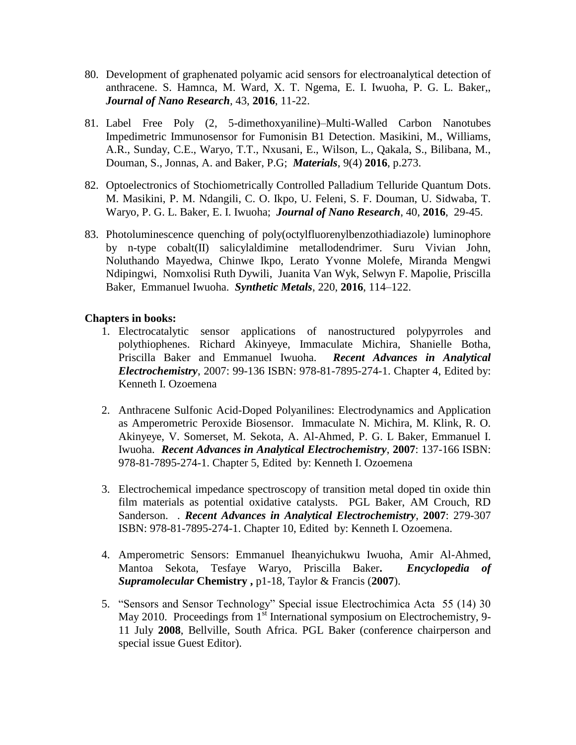80. Development of graphenated polyamic acid sensors for electroanalytical detection of anthracene. S. Hamnca, M. Ward, X. T. Ngema, E. I. Iwuoha, P. G. L. Baker,, ***Journal of Nano Research***, 43, **2016**, 11-22.

81. Label Free Poly (2, 5-dimethoxyaniline)–Multi-Walled Carbon Nanotubes Impedimetric Immunosensor for Fumonisin B1 Detection. Masikini, M., Williams, A.R., Sunday, C.E., Waryo, T.T., Nxusani, E., Wilson, L., Qakala, S., Bilibana, M., Douman, S., Jonnas, A. and Baker, P.G; ***Materials***, 9(4) **2016**, p.273.

82. Optoelectronics of Stochiometrically Controlled Palladium Telluride Quantum Dots. M. Masikini, P. M. Ndangili, C. O. Ikpo, U. Feleni, S. F. Douman, U. Sidwaba, T. Waryo, P. G. L. Baker, E. I. Iwuoha; ***Journal of Nano Research***, 40, **2016**, 29-45.

83. Photoluminescence quenching of poly(octylfluorenylbenzothiadiazole) luminophore by n-type cobalt(II) salicylaldimine metallodendrimer. Suru Vivian John, Noluthando Mayedwa, Chinwe Ikpo, Lerato Yvonne Molefe, Miranda Mengwi Ndipingwi, Nomxolisi Ruth Dywili, Juanita Van Wyk, Selwyn F. Mapolie, Priscilla Baker, Emmanuel Iwuoha. ***Synthetic Metals***, 220, **2016**, 114–122.

**Chapters in books:**

1. Electrocatalytic sensor applications of nanostructured polypyrroles and polythiophenes. Richard Akinyeye, Immaculate Michira, Shanielle Botha, Priscilla Baker and Emmanuel Iwuoha. ***Recent Advances in Analytical Electrochemistry***, 2007: 99-136 ISBN: 978-81-7895-274-1. Chapter 4, Edited by: Kenneth I. Ozoemena

2. Anthracene Sulfonic Acid-Doped Polyanilines: Electrodynamics and Application as Amperometric Peroxide Biosensor. Immaculate N. Michira, M. Klink, R. O. Akinyeye, V. Somerset, M. Sekota, A. Al-Ahmed, P. G. L Baker, Emmanuel I. Iwuoha. ***Recent Advances in Analytical Electrochemistry***, **2007**: 137-166 ISBN: 978-81-7895-274-1. Chapter 5, Edited by: Kenneth I. Ozoemena

3. Electrochemical impedance spectroscopy of transition metal doped tin oxide thin film materials as potential oxidative catalysts. PGL Baker, AM Crouch, RD Sanderson. . ***Recent Advances in Analytical Electrochemistry***, **2007**: 279-307 ISBN: 978-81-7895-274-1. Chapter 10, Edited by: Kenneth I. Ozoemena.

4. Amperometric Sensors: Emmanuel Iheanyichukwu Iwuoha, Amir Al-Ahmed, Mantoa Sekota, Tesfaye Waryo, Priscilla Baker**.** ***Encyclopedia of Supramolecular* Chemistry ,** p1-18, Taylor & Francis (**2007**).

5. "Sensors and Sensor Technology" Special issue Electrochimica Acta 55 (14) 30 May 2010. Proceedings from 1st International symposium on Electrochemistry, 9-11 July **2008**, Bellville, South Africa. PGL Baker (conference chairperson and special issue Guest Editor).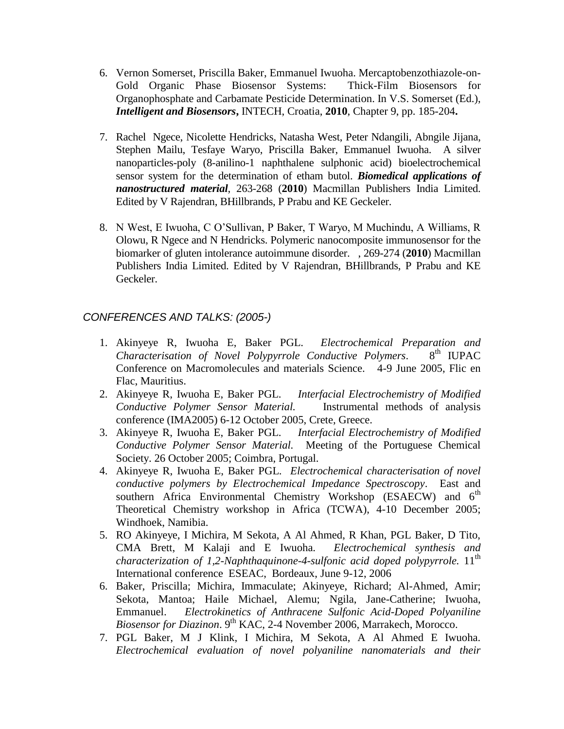6. Vernon Somerset, Priscilla Baker, Emmanuel Iwuoha. Mercaptobenzothiazole-on-Gold Organic Phase Biosensor Systems: Thick-Film Biosensors for Organophosphate and Carbamate Pesticide Determination. In V.S. Somerset (Ed.), ***Intelligent and Biosensors*****,** INTECH, Croatia, **2010**, Chapter 9, pp. 185-204**.**

7. Rachel Ngece, Nicolette Hendricks, Natasha West, Peter Ndangili, Abngile Jijana, Stephen Mailu, Tesfaye Waryo, Priscilla Baker, Emmanuel Iwuoha. A silver nanoparticles-poly (8-anilino-1 naphthalene sulphonic acid) bioelectrochemical sensor system for the determination of etham butol. ***Biomedical applications of nanostructured material***, 263-268 (**2010**) Macmillan Publishers India Limited. Edited by V Rajendran, BHillbrands, P Prabu and KE Geckeler.

8. N West, E Iwuoha, C O'Sullivan, P Baker, T Waryo, M Muchindu, A Williams, R Olowu, R Ngece and N Hendricks. Polymeric nanocomposite immunosensor for the biomarker of gluten intolerance autoimmune disorder. , 269-274 (**2010**) Macmillan Publishers India Limited. Edited by V Rajendran, BHillbrands, P Prabu and KE Geckeler.

*CONFERENCES AND TALKS: (2005-)*

1. Akinyeye R, Iwuoha E, Baker PGL. *Electrochemical Preparation and Characterisation of Novel Polypyrrole Conductive Polymers*. 8th IUPAC Conference on Macromolecules and materials Science. 4-9 June 2005, Flic en Flac, Mauritius.
2. Akinyeye R, Iwuoha E, Baker PGL. *Interfacial Electrochemistry of Modified Conductive Polymer Sensor Material.* Instrumental methods of analysis conference (IMA2005) 6-12 October 2005, Crete, Greece.
3. Akinyeye R, Iwuoha E, Baker PGL. *Interfacial Electrochemistry of Modified Conductive Polymer Sensor Material.* Meeting of the Portuguese Chemical Society. 26 October 2005; Coimbra, Portugal.
4. Akinyeye R, Iwuoha E, Baker PGL. *Electrochemical characterisation of novel conductive polymers by Electrochemical Impedance Spectroscopy*. East and southern Africa Environmental Chemistry Workshop (ESAECW) and 6th Theoretical Chemistry workshop in Africa (TCWA), 4-10 December 2005; Windhoek, Namibia.
5. RO Akinyeye, I Michira, M Sekota, A Al Ahmed, R Khan, PGL Baker, D Tito, CMA Brett, M Kalaji and E Iwuoha. *Electrochemical synthesis and characterization of 1,2-Naphthaquinone-4-sulfonic acid doped polypyrrole.* 11th International conference ESEAC, Bordeaux, June 9-12, 2006
6. Baker, Priscilla; Michira, Immaculate; Akinyeye, Richard; Al-Ahmed, Amir; Sekota, Mantoa; Haile Michael, Alemu; Ngila, Jane-Catherine; Iwuoha, Emmanuel. *Electrokinetics of Anthracene Sulfonic Acid-Doped Polyaniline Biosensor for Diazinon*. 9th KAC, 2-4 November 2006, Marrakech, Morocco.
7. PGL Baker, M J Klink, I Michira, M Sekota, A Al Ahmed E Iwuoha. *Electrochemical evaluation of novel polyaniline nanomaterials and their*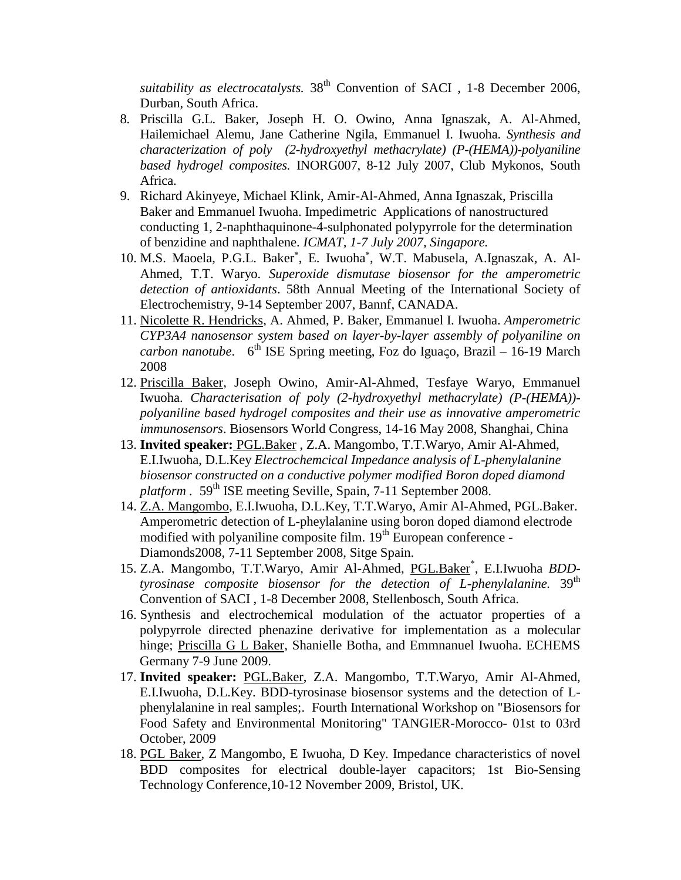*suitability as electrocatalysts.* 38th Convention of SACI , 1-8 December 2006, Durban, South Africa.

8. Priscilla G.L. Baker, Joseph H. O. Owino, Anna Ignaszak, A. Al-Ahmed, Hailemichael Alemu, Jane Catherine Ngila, Emmanuel I. Iwuoha. *Synthesis and characterization of poly (2-hydroxyethyl methacrylate) (P-(HEMA))-polyaniline based hydrogel composites.* INORG007, 8-12 July 2007, Club Mykonos, South Africa.
9. Richard Akinyeye, Michael Klink, Amir-Al-Ahmed, Anna Ignaszak, Priscilla Baker and Emmanuel Iwuoha. Impedimetric Applications of nanostructured conducting 1, 2-naphthaquinone-4-sulphonated polypyrrole for the determination of benzidine and naphthalene. *ICMAT, 1-7 July 2007, Singapore.*
10. M.S. Maoela, P.G.L. Baker*, E. Iwuoha*, W.T. Mabusela, A.Ignaszak, A. Al-Ahmed, T.T. Waryo. *Superoxide dismutase biosensor for the amperometric detection of antioxidants*. 58th Annual Meeting of the International Society of Electrochemistry, 9-14 September 2007, Bannf, CANADA.
11. Nicolette R. Hendricks, A. Ahmed, P. Baker, Emmanuel I. Iwuoha. *Amperometric CYP3A4 nanosensor system based on layer-by-layer assembly of polyaniline on carbon nanotube*. 6th ISE Spring meeting, Foz do Iguaço, Brazil – 16-19 March 2008
12. Priscilla Baker, Joseph Owino, Amir-Al-Ahmed, Tesfaye Waryo, Emmanuel Iwuoha. *Characterisation of poly (2-hydroxyethyl methacrylate) (P-(HEMA))-polyaniline based hydrogel composites and their use as innovative amperometric immunosensors*. Biosensors World Congress, 14-16 May 2008, Shanghai, China
13. **Invited speaker:** PGL.Baker , Z.A. Mangombo, T.T.Waryo, Amir Al-Ahmed, E.I.Iwuoha, D.L.Key *Electrochemcical Impedance analysis of L-phenylalanine biosensor constructed on a conductive polymer modified Boron doped diamond platform .* 59th ISE meeting Seville, Spain, 7-11 September 2008.
14. Z.A. Mangombo, E.I.Iwuoha, D.L.Key, T.T.Waryo, Amir Al-Ahmed, PGL.Baker. Amperometric detection of L-pheylalanine using boron doped diamond electrode modified with polyaniline composite film. 19th European conference - Diamonds2008, 7-11 September 2008, Sitge Spain.
15. Z.A. Mangombo, T.T.Waryo, Amir Al-Ahmed, PGL.Baker*, E.I.Iwuoha *BDD-tyrosinase composite biosensor for the detection of L-phenylalanine.* 39th Convention of SACI , 1-8 December 2008, Stellenbosch, South Africa.
16. Synthesis and electrochemical modulation of the actuator properties of a polypyrrole directed phenazine derivative for implementation as a molecular hinge; Priscilla G L Baker, Shanielle Botha, and Emmnanuel Iwuoha. ECHEMS Germany 7-9 June 2009.
17. **Invited speaker:** PGL.Baker, Z.A. Mangombo, T.T.Waryo, Amir Al-Ahmed, E.I.Iwuoha, D.L.Key. BDD-tyrosinase biosensor systems and the detection of L-phenylalanine in real samples;. Fourth International Workshop on "Biosensors for Food Safety and Environmental Monitoring" TANGIER-Morocco- 01st to 03rd October, 2009
18. PGL Baker, Z Mangombo, E Iwuoha, D Key. Impedance characteristics of novel BDD composites for electrical double-layer capacitors; 1st Bio-Sensing Technology Conference,10-12 November 2009, Bristol, UK.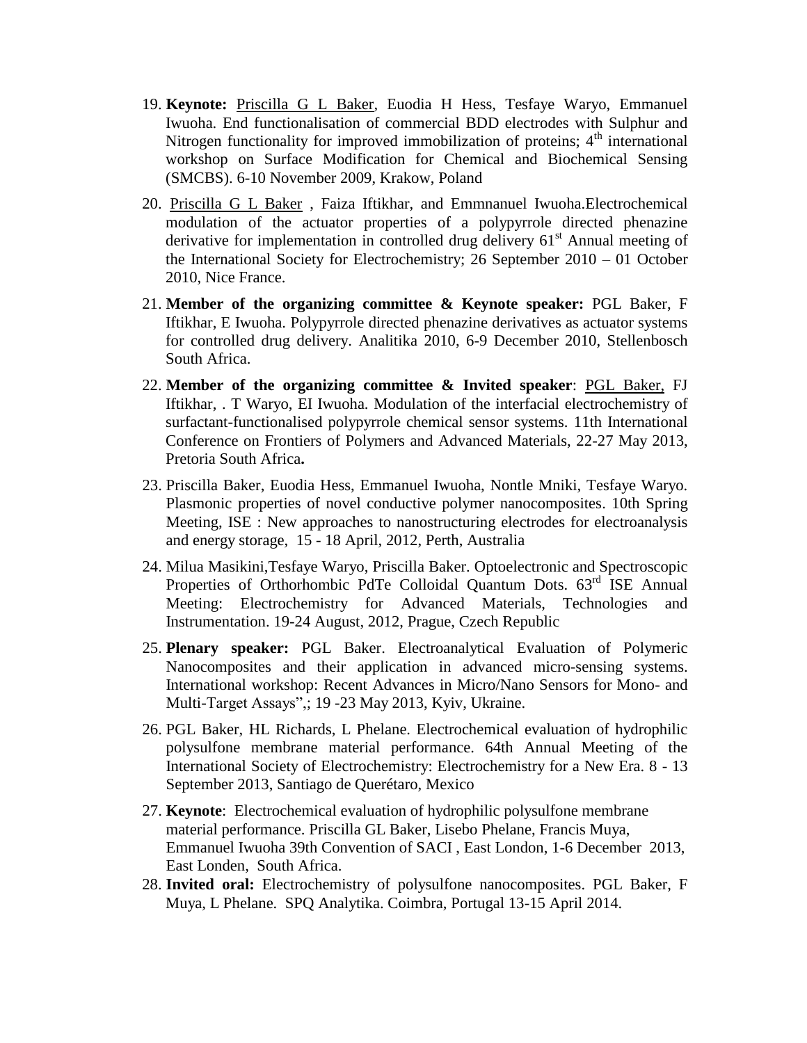19. **Keynote:** Priscilla G L Baker, Euodia H Hess, Tesfaye Waryo, Emmanuel Iwuoha. End functionalisation of commercial BDD electrodes with Sulphur and Nitrogen functionality for improved immobilization of proteins; 4th international workshop on Surface Modification for Chemical and Biochemical Sensing (SMCBS). 6-10 November 2009, Krakow, Poland

20. Priscilla G L Baker , Faiza Iftikhar, and Emmnanuel Iwuoha.Electrochemical modulation of the actuator properties of a polypyrrole directed phenazine derivative for implementation in controlled drug delivery 61st Annual meeting of the International Society for Electrochemistry; 26 September 2010 – 01 October 2010, Nice France.

21. **Member of the organizing committee & Keynote speaker:** PGL Baker, F Iftikhar, E Iwuoha. Polypyrrole directed phenazine derivatives as actuator systems for controlled drug delivery. Analitika 2010, 6-9 December 2010, Stellenbosch South Africa.

22. **Member of the organizing committee & Invited speaker**: PGL Baker, FJ Iftikhar, . T Waryo, EI Iwuoha. Modulation of the interfacial electrochemistry of surfactant-functionalised polypyrrole chemical sensor systems. 11th International Conference on Frontiers of Polymers and Advanced Materials, 22-27 May 2013, Pretoria South Africa**.**

23. Priscilla Baker, Euodia Hess, Emmanuel Iwuoha, Nontle Mniki, Tesfaye Waryo. Plasmonic properties of novel conductive polymer nanocomposites. 10th Spring Meeting, ISE : New approaches to nanostructuring electrodes for electroanalysis and energy storage, 15 - 18 April, 2012, Perth, Australia

24. Milua Masikini,Tesfaye Waryo, Priscilla Baker. Optoelectronic and Spectroscopic Properties of Orthorhombic PdTe Colloidal Quantum Dots. 63rd ISE Annual Meeting: Electrochemistry for Advanced Materials, Technologies and Instrumentation. 19-24 August, 2012, Prague, Czech Republic

25. **Plenary speaker:** PGL Baker. Electroanalytical Evaluation of Polymeric Nanocomposites and their application in advanced micro-sensing systems. International workshop: Recent Advances in Micro/Nano Sensors for Mono- and Multi-Target Assays",; 19 -23 May 2013, Kyiv, Ukraine.

26. PGL Baker, HL Richards, L Phelane. Electrochemical evaluation of hydrophilic polysulfone membrane material performance. 64th Annual Meeting of the International Society of Electrochemistry: Electrochemistry for a New Era. 8 - 13 September 2013, Santiago de Querétaro, Mexico

27. **Keynote**: Electrochemical evaluation of hydrophilic polysulfone membrane material performance. Priscilla GL Baker, Lisebo Phelane, Francis Muya, Emmanuel Iwuoha 39th Convention of SACI , East London, 1-6 December 2013, East Londen, South Africa.

28. **Invited oral:** Electrochemistry of polysulfone nanocomposites. PGL Baker, F Muya, L Phelane. SPQ Analytika. Coimbra, Portugal 13-15 April 2014.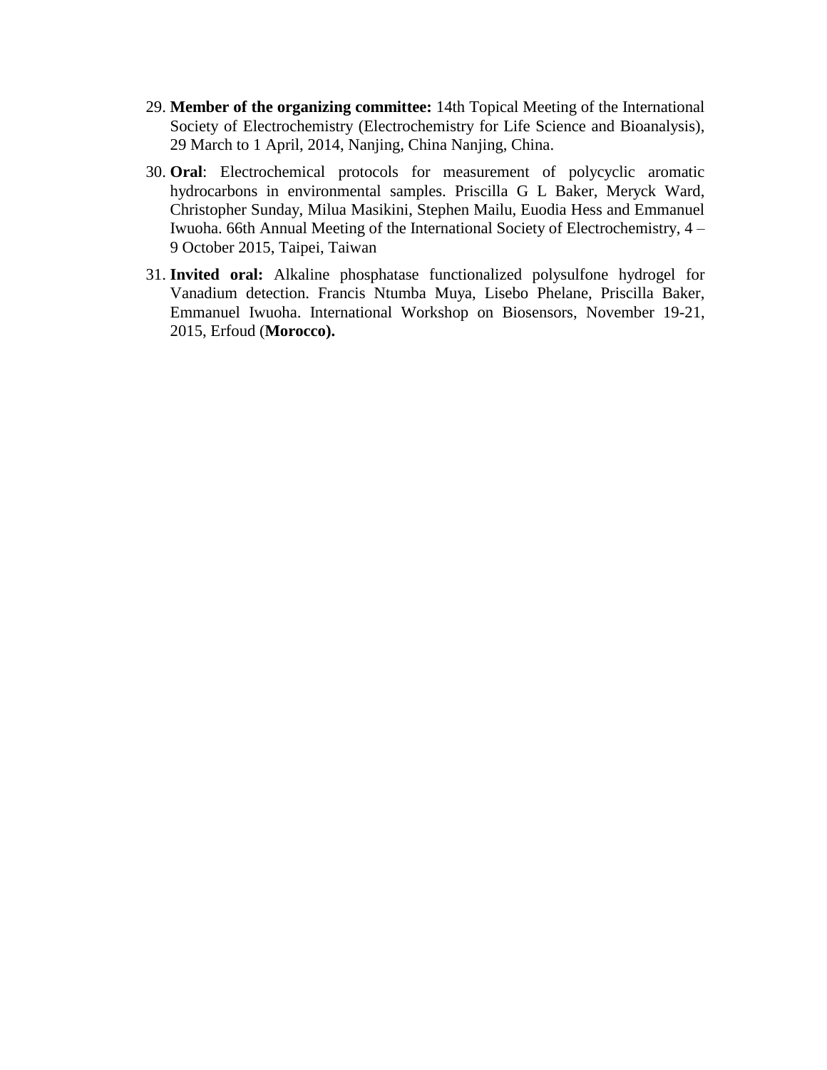29. **Member of the organizing committee:** 14th Topical Meeting of the International Society of Electrochemistry (Electrochemistry for Life Science and Bioanalysis), 29 March to 1 April, 2014, Nanjing, China Nanjing, China.

30. **Oral**: Electrochemical protocols for measurement of polycyclic aromatic hydrocarbons in environmental samples. Priscilla G L Baker, Meryck Ward, Christopher Sunday, Milua Masikini, Stephen Mailu, Euodia Hess and Emmanuel Iwuoha. 66th Annual Meeting of the International Society of Electrochemistry, 4 – 9 October 2015, Taipei, Taiwan

31. **Invited oral:** Alkaline phosphatase functionalized polysulfone hydrogel for Vanadium detection. Francis Ntumba Muya, Lisebo Phelane, Priscilla Baker, Emmanuel Iwuoha. International Workshop on Biosensors, November 19-21, 2015, Erfoud (**Morocco).**